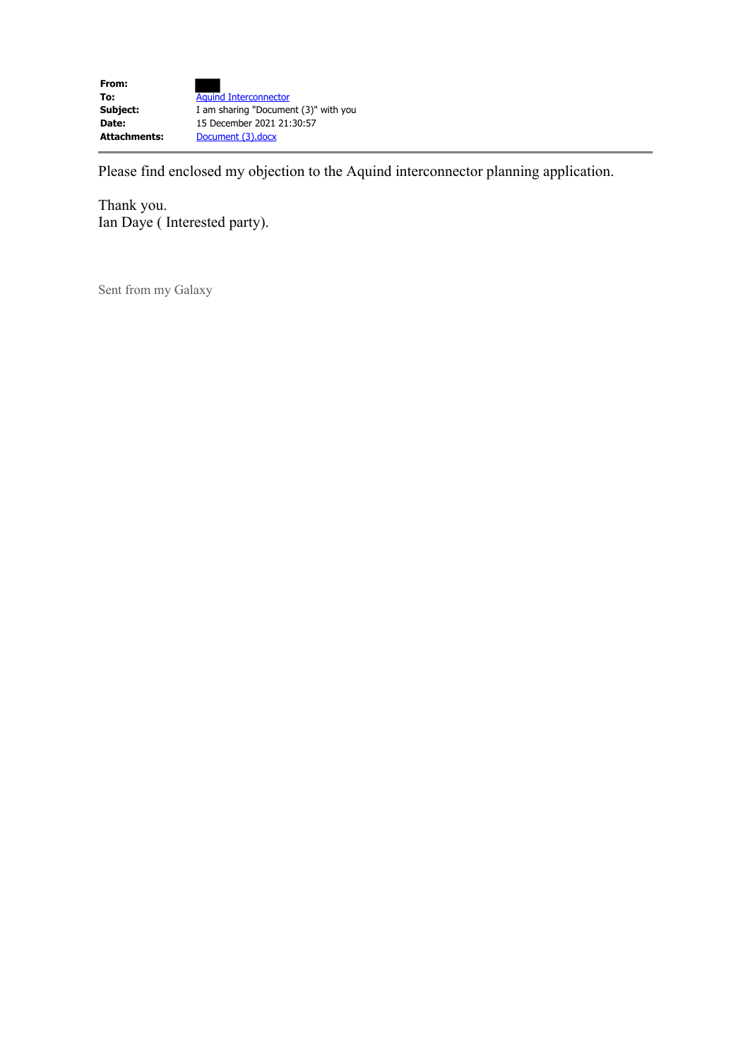| | |
|---|---|
| **From:** | |
| **To:** | Aquind Interconnector |
| **Subject:** | I am sharing "Document (3)" with you |
| **Date:** | 15 December 2021 21:30:57 |
| **Attachments:** | Document (3).docx |

---

Please find enclosed my objection to the Aquind interconnector planning application.

Thank you.
Ian Daye ( Interested party).

Sent from my Galaxy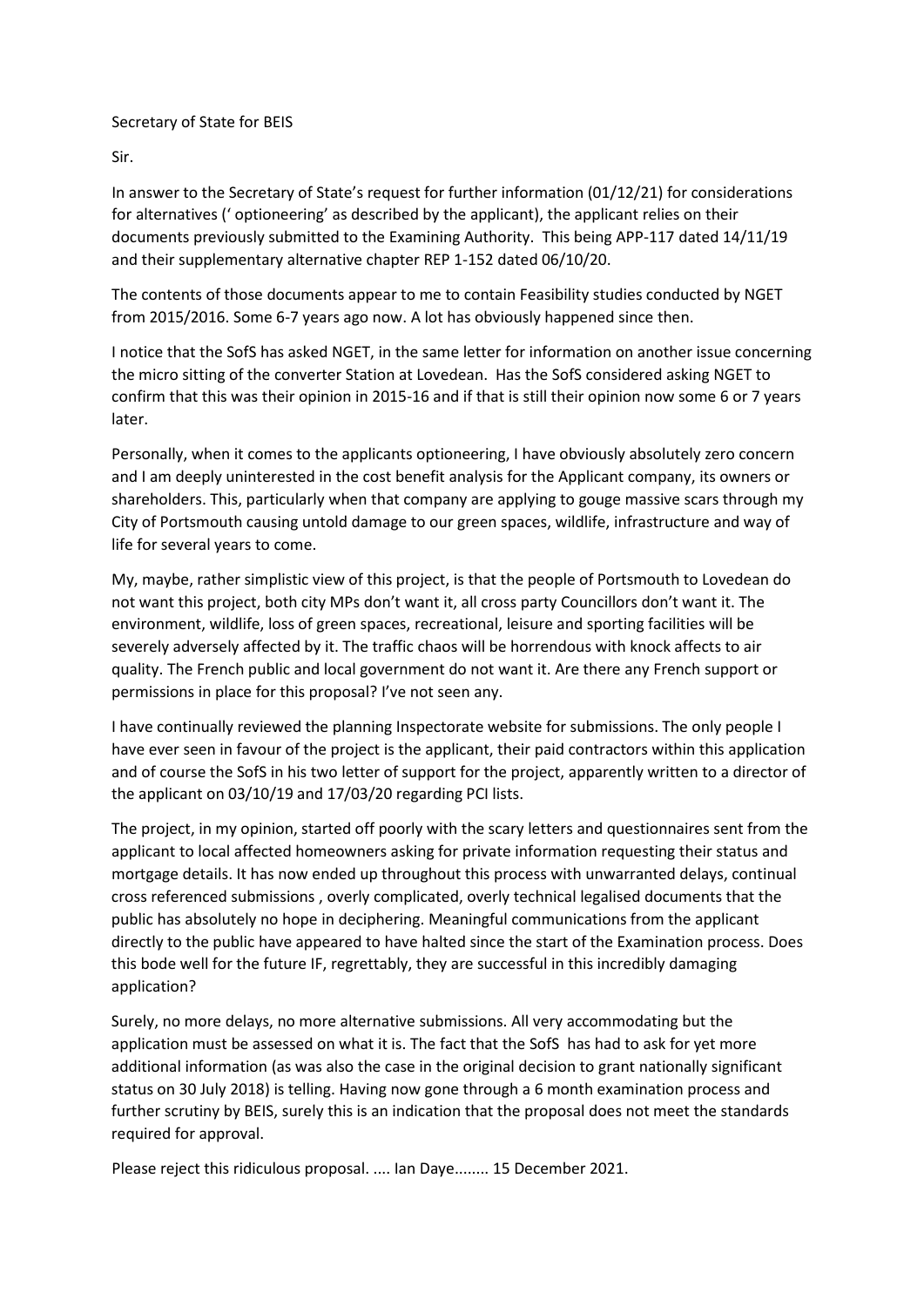Secretary of State for BEIS

Sir.

In answer to the Secretary of State's request for further information (01/12/21) for considerations for alternatives (' optioneering' as described by the applicant), the applicant relies on their documents previously submitted to the Examining Authority. This being APP-117 dated 14/11/19 and their supplementary alternative chapter REP 1-152 dated 06/10/20.

The contents of those documents appear to me to contain Feasibility studies conducted by NGET from 2015/2016. Some 6-7 years ago now. A lot has obviously happened since then.

I notice that the SofS has asked NGET, in the same letter for information on another issue concerning the micro sitting of the converter Station at Lovedean. Has the SofS considered asking NGET to confirm that this was their opinion in 2015-16 and if that is still their opinion now some 6 or 7 years later.

Personally, when it comes to the applicants optioneering, I have obviously absolutely zero concern and I am deeply uninterested in the cost benefit analysis for the Applicant company, its owners or shareholders. This, particularly when that company are applying to gouge massive scars through my City of Portsmouth causing untold damage to our green spaces, wildlife, infrastructure and way of life for several years to come.

My, maybe, rather simplistic view of this project, is that the people of Portsmouth to Lovedean do not want this project, both city MPs don't want it, all cross party Councillors don't want it. The environment, wildlife, loss of green spaces, recreational, leisure and sporting facilities will be severely adversely affected by it. The traffic chaos will be horrendous with knock affects to air quality. The French public and local government do not want it. Are there any French support or permissions in place for this proposal? I've not seen any.

I have continually reviewed the planning Inspectorate website for submissions. The only people I have ever seen in favour of the project is the applicant, their paid contractors within this application and of course the SofS in his two letter of support for the project, apparently written to a director of the applicant on 03/10/19 and 17/03/20 regarding PCI lists.

The project, in my opinion, started off poorly with the scary letters and questionnaires sent from the applicant to local affected homeowners asking for private information requesting their status and mortgage details. It has now ended up throughout this process with unwarranted delays, continual cross referenced submissions , overly complicated, overly technical legalised documents that the public has absolutely no hope in deciphering. Meaningful communications from the applicant directly to the public have appeared to have halted since the start of the Examination process. Does this bode well for the future IF, regrettably, they are successful in this incredibly damaging application?

Surely, no more delays, no more alternative submissions. All very accommodating but the application must be assessed on what it is. The fact that the SofS has had to ask for yet more additional information (as was also the case in the original decision to grant nationally significant status on 30 July 2018) is telling. Having now gone through a 6 month examination process and further scrutiny by BEIS, surely this is an indication that the proposal does not meet the standards required for approval.

Please reject this ridiculous proposal. .... Ian Daye........ 15 December 2021.